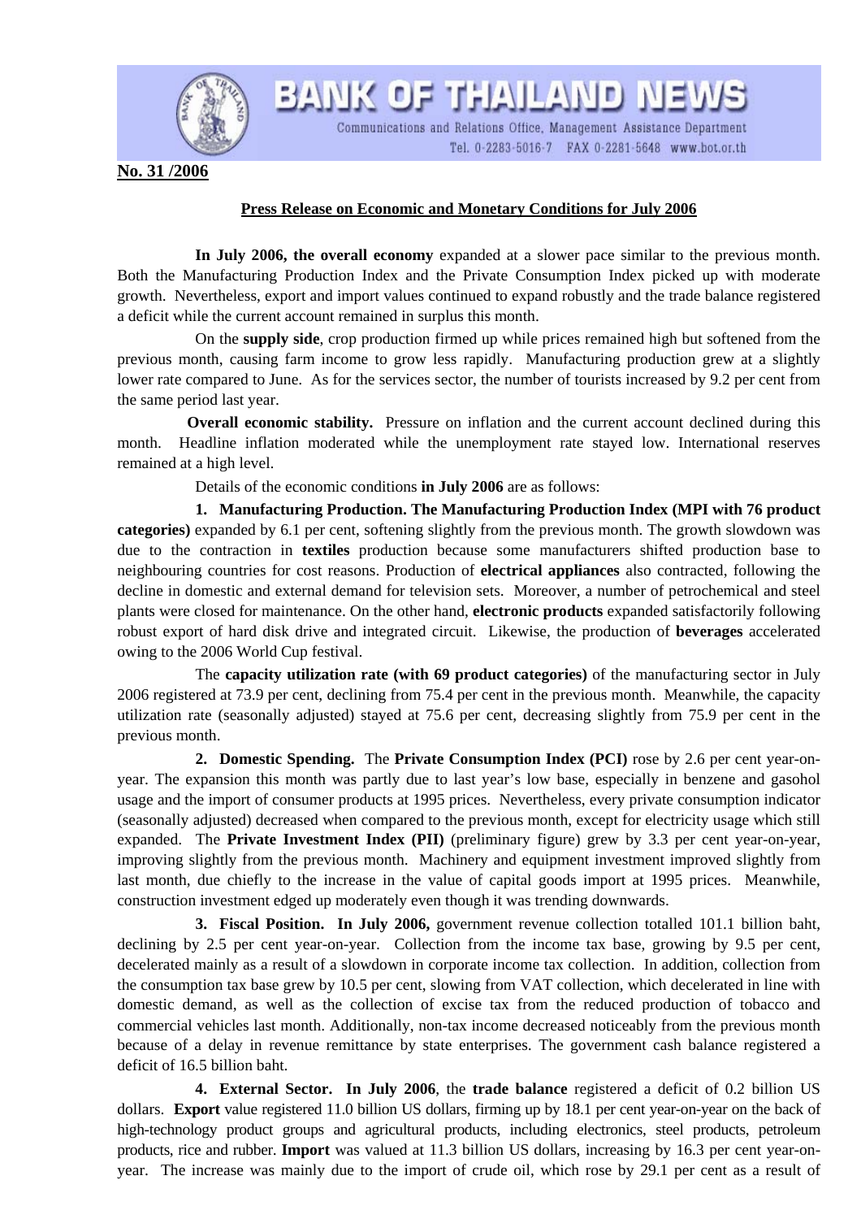# BANK OF THAILAND NEWS

Communications and Relations Office, Management Assistance Department
Tel. 0-2283-5016-7 FAX 0-2281-5648 www.bot.or.th

**No. 31 /2006**

## Press Release on Economic and Monetary Conditions for July 2006

**In July 2006, the overall economy** expanded at a slower pace similar to the previous month. Both the Manufacturing Production Index and the Private Consumption Index picked up with moderate growth. Nevertheless, export and import values continued to expand robustly and the trade balance registered a deficit while the current account remained in surplus this month.

On the **supply side**, crop production firmed up while prices remained high but softened from the previous month, causing farm income to grow less rapidly. Manufacturing production grew at a slightly lower rate compared to June. As for the services sector, the number of tourists increased by 9.2 per cent from the same period last year.

**Overall economic stability.** Pressure on inflation and the current account declined during this month. Headline inflation moderated while the unemployment rate stayed low. International reserves remained at a high level.

Details of the economic conditions **in July 2006** are as follows:

**1. Manufacturing Production. The Manufacturing Production Index (MPI with 76 product categories)** expanded by 6.1 per cent, softening slightly from the previous month. The growth slowdown was due to the contraction in **textiles** production because some manufacturers shifted production base to neighbouring countries for cost reasons. Production of **electrical appliances** also contracted, following the decline in domestic and external demand for television sets. Moreover, a number of petrochemical and steel plants were closed for maintenance. On the other hand, **electronic products** expanded satisfactorily following robust export of hard disk drive and integrated circuit. Likewise, the production of **beverages** accelerated owing to the 2006 World Cup festival.

The **capacity utilization rate (with 69 product categories)** of the manufacturing sector in July 2006 registered at 73.9 per cent, declining from 75.4 per cent in the previous month. Meanwhile, the capacity utilization rate (seasonally adjusted) stayed at 75.6 per cent, decreasing slightly from 75.9 per cent in the previous month.

**2. Domestic Spending.** The **Private Consumption Index (PCI)** rose by 2.6 per cent year-on-year. The expansion this month was partly due to last year's low base, especially in benzene and gasohol usage and the import of consumer products at 1995 prices. Nevertheless, every private consumption indicator (seasonally adjusted) decreased when compared to the previous month, except for electricity usage which still expanded. The **Private Investment Index (PII)** (preliminary figure) grew by 3.3 per cent year-on-year, improving slightly from the previous month. Machinery and equipment investment improved slightly from last month, due chiefly to the increase in the value of capital goods import at 1995 prices. Meanwhile, construction investment edged up moderately even though it was trending downwards.

**3. Fiscal Position. In July 2006,** government revenue collection totalled 101.1 billion baht, declining by 2.5 per cent year-on-year. Collection from the income tax base, growing by 9.5 per cent, decelerated mainly as a result of a slowdown in corporate income tax collection. In addition, collection from the consumption tax base grew by 10.5 per cent, slowing from VAT collection, which decelerated in line with domestic demand, as well as the collection of excise tax from the reduced production of tobacco and commercial vehicles last month. Additionally, non-tax income decreased noticeably from the previous month because of a delay in revenue remittance by state enterprises. The government cash balance registered a deficit of 16.5 billion baht.

**4. External Sector. In July 2006**, the **trade balance** registered a deficit of 0.2 billion US dollars. **Export** value registered 11.0 billion US dollars, firming up by 18.1 per cent year-on-year on the back of high-technology product groups and agricultural products, including electronics, steel products, petroleum products, rice and rubber. **Import** was valued at 11.3 billion US dollars, increasing by 16.3 per cent year-on-year. The increase was mainly due to the import of crude oil, which rose by 29.1 per cent as a result of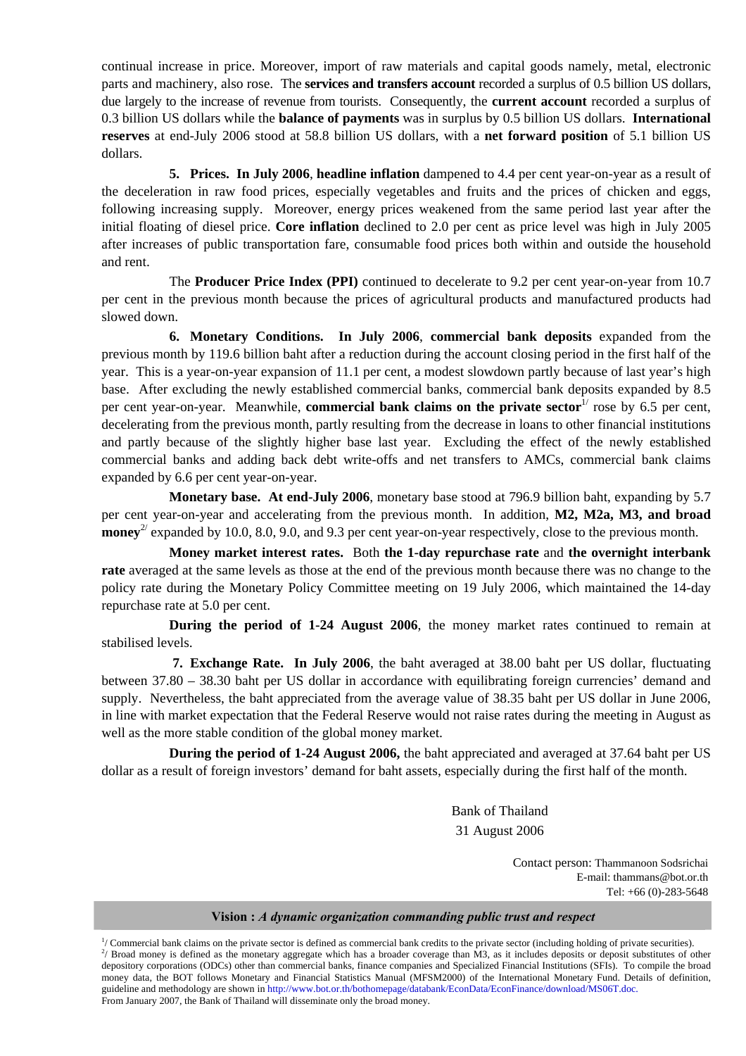continual increase in price. Moreover, import of raw materials and capital goods namely, metal, electronic parts and machinery, also rose. The **services and transfers account** recorded a surplus of 0.5 billion US dollars, due largely to the increase of revenue from tourists. Consequently, the **current account** recorded a surplus of 0.3 billion US dollars while the **balance of payments** was in surplus by 0.5 billion US dollars. **International reserves** at end-July 2006 stood at 58.8 billion US dollars, with a **net forward position** of 5.1 billion US dollars.

**5. Prices. In July 2006**, **headline inflation** dampened to 4.4 per cent year-on-year as a result of the deceleration in raw food prices, especially vegetables and fruits and the prices of chicken and eggs, following increasing supply. Moreover, energy prices weakened from the same period last year after the initial floating of diesel price. **Core inflation** declined to 2.0 per cent as price level was high in July 2005 after increases of public transportation fare, consumable food prices both within and outside the household and rent.

The **Producer Price Index (PPI)** continued to decelerate to 9.2 per cent year-on-year from 10.7 per cent in the previous month because the prices of agricultural products and manufactured products had slowed down.

**6. Monetary Conditions. In July 2006**, **commercial bank deposits** expanded from the previous month by 119.6 billion baht after a reduction during the account closing period in the first half of the year. This is a year-on-year expansion of 11.1 per cent, a modest slowdown partly because of last year's high base. After excluding the newly established commercial banks, commercial bank deposits expanded by 8.5 per cent year-on-year. Meanwhile, **commercial bank claims on the private sector**[1/] rose by 6.5 per cent, decelerating from the previous month, partly resulting from the decrease in loans to other financial institutions and partly because of the slightly higher base last year. Excluding the effect of the newly established commercial banks and adding back debt write-offs and net transfers to AMCs, commercial bank claims expanded by 6.6 per cent year-on-year.

**Monetary base. At end-July 2006**, monetary base stood at 796.9 billion baht, expanding by 5.7 per cent year-on-year and accelerating from the previous month. In addition, **M2, M2a, M3, and broad money**[2/] expanded by 10.0, 8.0, 9.0, and 9.3 per cent year-on-year respectively, close to the previous month.

**Money market interest rates.** Both **the 1-day repurchase rate** and **the overnight interbank rate** averaged at the same levels as those at the end of the previous month because there was no change to the policy rate during the Monetary Policy Committee meeting on 19 July 2006, which maintained the 14-day repurchase rate at 5.0 per cent.

**During the period of 1-24 August 2006**, the money market rates continued to remain at stabilised levels.

**7. Exchange Rate. In July 2006**, the baht averaged at 38.00 baht per US dollar, fluctuating between 37.80 – 38.30 baht per US dollar in accordance with equilibrating foreign currencies' demand and supply. Nevertheless, the baht appreciated from the average value of 38.35 baht per US dollar in June 2006, in line with market expectation that the Federal Reserve would not raise rates during the meeting in August as well as the more stable condition of the global money market.

**During the period of 1-24 August 2006,** the baht appreciated and averaged at 37.64 baht per US dollar as a result of foreign investors' demand for baht assets, especially during the first half of the month.

Bank of Thailand
31 August 2006

Contact person: Thammanoon Sodsrichai
E-mail: thammans@bot.or.th
Tel: +66 (0)-283-5648

**Vision :** ***A dynamic organization commanding public trust and respect***

[1/] Commercial bank claims on the private sector is defined as commercial bank credits to the private sector (including holding of private securities).
[2/] Broad money is defined as the monetary aggregate which has a broader coverage than M3, as it includes deposits or deposit substitutes of other depository corporations (ODCs) other than commercial banks, finance companies and Specialized Financial Institutions (SFIs). To compile the broad money data, the BOT follows Monetary and Financial Statistics Manual (MFSM2000) of the International Monetary Fund. Details of definition, guideline and methodology are shown in http://www.bot.or.th/bothomepage/databank/EconData/EconFinance/download/MS06T.doc.
From January 2007, the Bank of Thailand will disseminate only the broad money.